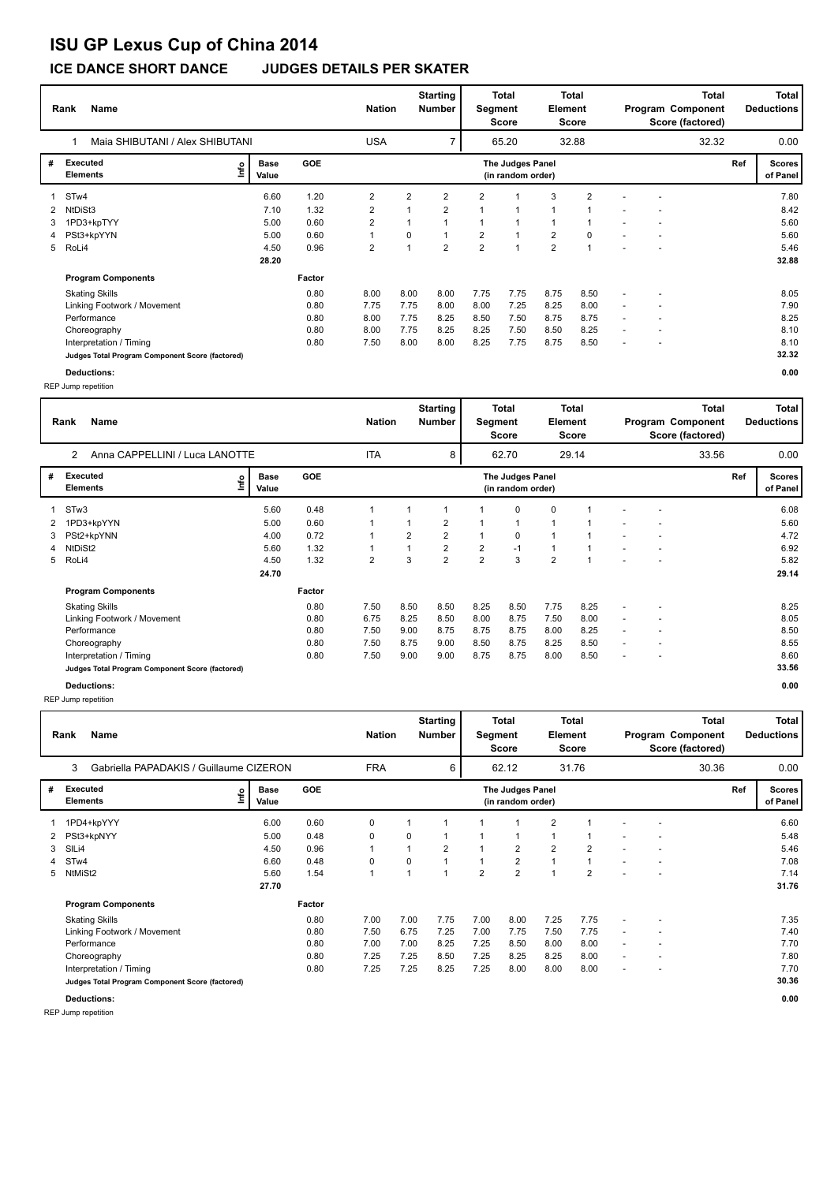# ISU GP Lexus Cup of China 2014

## ICE DANCE SHORT DANCE JUDGES DETAILS PER SKATER

| Rank | Name | Nation | Starting Number | Total Segment Score | Total Element Score | Total Program Component Score (factored) | Total Deductions |
|---|---|---|---|---|---|---|---|
| 1 | Maia SHIBUTANI / Alex SHIBUTANI | USA | 7 | 65.20 | 32.88 | 32.32 | 0.00 |

| # | Executed Elements | Info | Base Value | GOE | J1 | J2 | J3 | J4 | J5 | J6 | J7 | J8 | J9 | Ref | Scores of Panel |
|---|---|---|---|---|---|---|---|---|---|---|---|---|---|---|---|
| 1 | STw4 | | 6.60 | 1.20 | 2 | 2 | 2 | 2 | 1 | 3 | 2 | - | - | | 7.80 |
| 2 | NtDiSt3 | | 7.10 | 1.32 | 2 | 1 | 2 | 1 | 1 | 1 | 1 | - | - | | 8.42 |
| 3 | 1PD3+kpTYY | | 5.00 | 0.60 | 2 | 1 | 1 | 1 | 1 | 1 | 1 | - | - | | 5.60 |
| 4 | PSt3+kpYYN | | 5.00 | 0.60 | 1 | 0 | 1 | 2 | 1 | 2 | 0 | - | - | | 5.60 |
| 5 | RoLi4 | | 4.50 | 0.96 | 2 | 1 | 2 | 2 | 1 | 2 | 1 | - | - | | 5.46 |
| | | | 28.20 | | | | | | | | | | | | 32.88 |

| Program Components | Factor | J1 | J2 | J3 | J4 | J5 | J6 | J7 | J8 | J9 | Scores of Panel |
|---|---|---|---|---|---|---|---|---|---|---|---|
| Skating Skills | 0.80 | 8.00 | 8.00 | 8.00 | 7.75 | 7.75 | 8.75 | 8.50 | - | - | 8.05 |
| Linking Footwork / Movement | 0.80 | 7.75 | 7.75 | 8.00 | 8.00 | 7.25 | 8.25 | 8.00 | - | - | 7.90 |
| Performance | 0.80 | 8.00 | 7.75 | 8.25 | 8.50 | 7.50 | 8.75 | 8.75 | - | - | 8.25 |
| Choreography | 0.80 | 8.00 | 7.75 | 8.25 | 8.25 | 7.50 | 8.50 | 8.25 | - | - | 8.10 |
| Interpretation / Timing | 0.80 | 7.50 | 8.00 | 8.00 | 8.25 | 7.75 | 8.75 | 8.50 | - | - | 8.10 |
| Judges Total Program Component Score (factored) | | | | | | | | | | | 32.32 |

**Deductions:** 0.00

REP Jump repetition

| Rank | Name | Nation | Starting Number | Total Segment Score | Total Element Score | Total Program Component Score (factored) | Total Deductions |
|---|---|---|---|---|---|---|---|
| 2 | Anna CAPPELLINI / Luca LANOTTE | ITA | 8 | 62.70 | 29.14 | 33.56 | 0.00 |

| # | Executed Elements | Info | Base Value | GOE | J1 | J2 | J3 | J4 | J5 | J6 | J7 | J8 | J9 | Ref | Scores of Panel |
|---|---|---|---|---|---|---|---|---|---|---|---|---|---|---|---|
| 1 | STw3 | | 5.60 | 0.48 | 1 | 1 | 1 | 1 | 0 | 0 | 1 | - | - | | 6.08 |
| 2 | 1PD3+kpYYN | | 5.00 | 0.60 | 1 | 1 | 2 | 1 | 1 | 1 | 1 | - | - | | 5.60 |
| 3 | PSt2+kpYNN | | 4.00 | 0.72 | 1 | 2 | 2 | 1 | 0 | 1 | 1 | - | - | | 4.72 |
| 4 | NtDiSt2 | | 5.60 | 1.32 | 1 | 1 | 2 | 2 | -1 | 1 | 1 | - | - | | 6.92 |
| 5 | RoLi4 | | 4.50 | 1.32 | 2 | 3 | 2 | 2 | 3 | 2 | 1 | - | - | | 5.82 |
| | | | 24.70 | | | | | | | | | | | | 29.14 |

| Program Components | Factor | J1 | J2 | J3 | J4 | J5 | J6 | J7 | J8 | J9 | Scores of Panel |
|---|---|---|---|---|---|---|---|---|---|---|---|
| Skating Skills | 0.80 | 7.50 | 8.50 | 8.50 | 8.25 | 8.50 | 7.75 | 8.25 | - | - | 8.25 |
| Linking Footwork / Movement | 0.80 | 6.75 | 8.25 | 8.50 | 8.00 | 8.75 | 7.50 | 8.00 | - | - | 8.05 |
| Performance | 0.80 | 7.50 | 9.00 | 8.75 | 8.75 | 8.75 | 8.00 | 8.25 | - | - | 8.50 |
| Choreography | 0.80 | 7.50 | 8.75 | 9.00 | 8.50 | 8.75 | 8.25 | 8.50 | - | - | 8.55 |
| Interpretation / Timing | 0.80 | 7.50 | 9.00 | 9.00 | 8.75 | 8.75 | 8.00 | 8.50 | - | - | 8.60 |
| Judges Total Program Component Score (factored) | | | | | | | | | | | 33.56 |

**Deductions:** 0.00

REP Jump repetition

| Rank | Name | Nation | Starting Number | Total Segment Score | Total Element Score | Total Program Component Score (factored) | Total Deductions |
|---|---|---|---|---|---|---|---|
| 3 | Gabriella PAPADAKIS / Guillaume CIZERON | FRA | 6 | 62.12 | 31.76 | 30.36 | 0.00 |

| # | Executed Elements | Info | Base Value | GOE | J1 | J2 | J3 | J4 | J5 | J6 | J7 | J8 | J9 | Ref | Scores of Panel |
|---|---|---|---|---|---|---|---|---|---|---|---|---|---|---|---|
| 1 | 1PD4+kpYYY | | 6.00 | 0.60 | 0 | 1 | 1 | 1 | 1 | 2 | 1 | - | - | | 6.60 |
| 2 | PSt3+kpNYY | | 5.00 | 0.48 | 0 | 0 | 1 | 1 | 1 | 1 | 1 | - | - | | 5.48 |
| 3 | SlLi4 | | 4.50 | 0.96 | 1 | 1 | 2 | 1 | 2 | 2 | 2 | - | - | | 5.46 |
| 4 | STw4 | | 6.60 | 0.48 | 0 | 0 | 1 | 1 | 2 | 1 | 1 | - | - | | 7.08 |
| 5 | NtMiSt2 | | 5.60 | 1.54 | 1 | 1 | 1 | 2 | 2 | 1 | 2 | - | - | | 7.14 |
| | | | 27.70 | | | | | | | | | | | | 31.76 |

| Program Components | Factor | J1 | J2 | J3 | J4 | J5 | J6 | J7 | J8 | J9 | Scores of Panel |
|---|---|---|---|---|---|---|---|---|---|---|---|
| Skating Skills | 0.80 | 7.00 | 7.00 | 7.75 | 7.00 | 8.00 | 7.25 | 7.75 | - | - | 7.35 |
| Linking Footwork / Movement | 0.80 | 7.50 | 6.75 | 7.25 | 7.00 | 7.75 | 7.50 | 7.75 | - | - | 7.40 |
| Performance | 0.80 | 7.00 | 7.00 | 8.25 | 7.25 | 8.50 | 8.00 | 8.00 | - | - | 7.70 |
| Choreography | 0.80 | 7.25 | 7.25 | 8.50 | 7.25 | 8.25 | 8.25 | 8.00 | - | - | 7.80 |
| Interpretation / Timing | 0.80 | 7.25 | 7.25 | 8.25 | 7.25 | 8.00 | 8.00 | 8.00 | - | - | 7.70 |
| Judges Total Program Component Score (factored) | | | | | | | | | | | 30.36 |

**Deductions:** 0.00

REP Jump repetition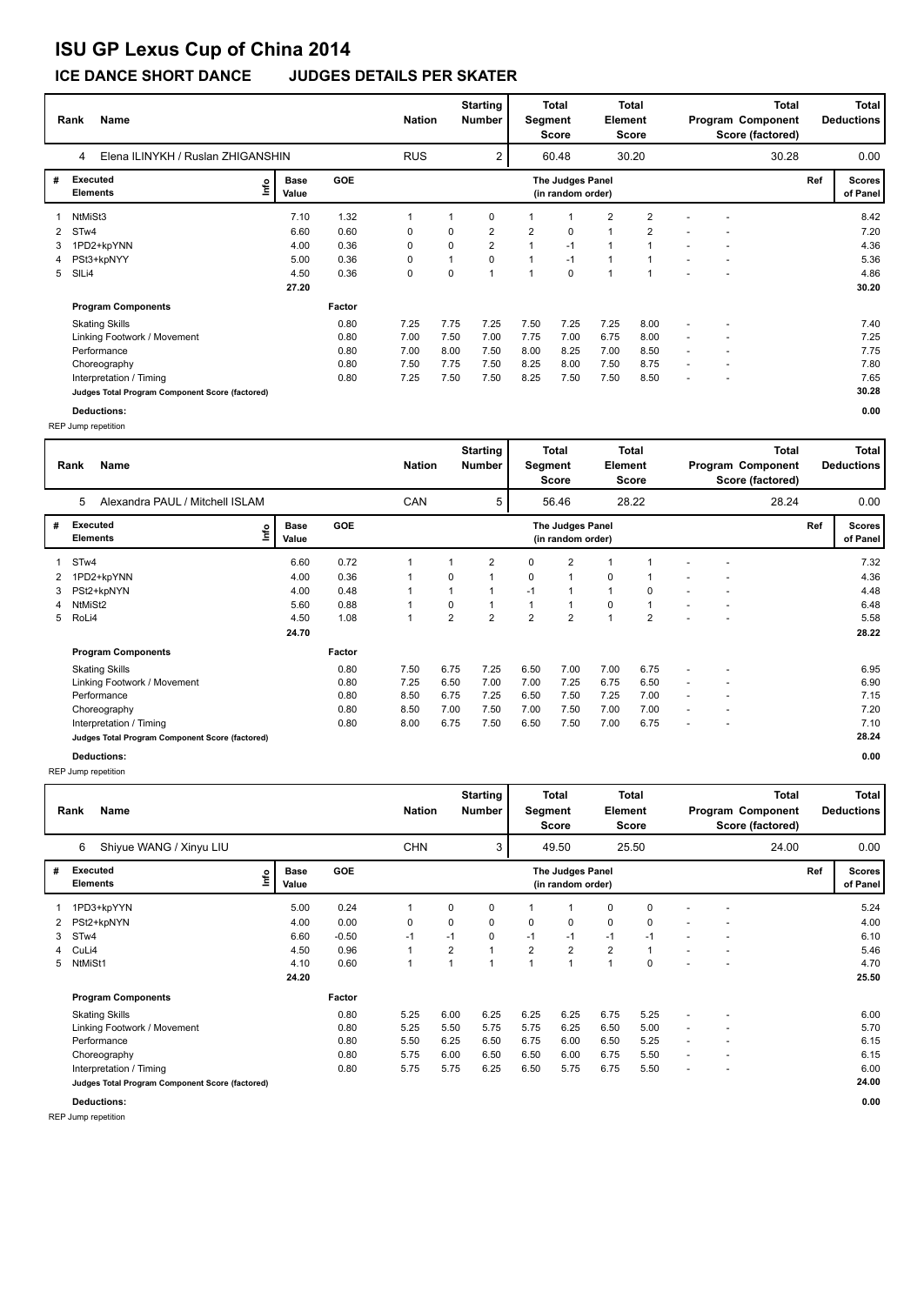# ISU GP Lexus Cup of China 2014

## ICE DANCE SHORT DANCE JUDGES DETAILS PER SKATER

| Rank | Name | Nation | Starting Number | Total Segment Score | Total Element Score | Total Program Component Score (factored) | Total Deductions |
|---|---|---|---|---|---|---|---|
| 4 | Elena ILINYKH / Ruslan ZHIGANSHIN | RUS | 2 | 60.48 | 30.20 | 30.28 | 0.00 |

| # | Executed Elements | Info | Base Value | GOE | J1 | J2 | J3 | J4 | J5 | J6 | J7 | J8 | J9 | Ref | Scores of Panel |
|---|---|---|---|---|---|---|---|---|---|---|---|---|---|---|---|
| 1 | NtMiSt3 | | 7.10 | 1.32 | 1 | 1 | 0 | 1 | 1 | 2 | 2 | - | - | | 8.42 |
| 2 | STw4 | | 6.60 | 0.60 | 0 | 0 | 2 | 2 | 0 | 1 | 2 | - | - | | 7.20 |
| 3 | 1PD2+kpYNN | | 4.00 | 0.36 | 0 | 0 | 2 | 1 | -1 | 1 | 1 | - | - | | 4.36 |
| 4 | PSt3+kpNYY | | 5.00 | 0.36 | 0 | 1 | 0 | 1 | -1 | 1 | 1 | - | - | | 5.36 |
| 5 | SlLi4 | | 4.50 | 0.36 | 0 | 0 | 1 | 1 | 0 | 1 | 1 | - | - | | 4.86 |
| | | | 27.20 | | | | | | | | | | | | 30.20 |

| Program Components | Factor | J1 | J2 | J3 | J4 | J5 | J6 | J7 | J8 | J9 | Scores of Panel |
|---|---|---|---|---|---|---|---|---|---|---|---|
| Skating Skills | 0.80 | 7.25 | 7.75 | 7.25 | 7.50 | 7.25 | 7.25 | 8.00 | - | - | 7.40 |
| Linking Footwork / Movement | 0.80 | 7.00 | 7.50 | 7.00 | 7.75 | 7.00 | 6.75 | 8.00 | - | - | 7.25 |
| Performance | 0.80 | 7.00 | 8.00 | 7.50 | 8.00 | 8.25 | 7.00 | 8.50 | - | - | 7.75 |
| Choreography | 0.80 | 7.50 | 7.75 | 7.50 | 8.25 | 8.00 | 7.50 | 8.75 | - | - | 7.80 |
| Interpretation / Timing | 0.80 | 7.25 | 7.50 | 7.50 | 8.25 | 7.50 | 7.50 | 8.50 | - | - | 7.65 |
| Judges Total Program Component Score (factored) | | | | | | | | | | | 30.28 |

**Deductions:** 0.00

REP Jump repetition

| Rank | Name | Nation | Starting Number | Total Segment Score | Total Element Score | Total Program Component Score (factored) | Total Deductions |
|---|---|---|---|---|---|---|---|
| 5 | Alexandra PAUL / Mitchell ISLAM | CAN | 5 | 56.46 | 28.22 | 28.24 | 0.00 |

| # | Executed Elements | Info | Base Value | GOE | J1 | J2 | J3 | J4 | J5 | J6 | J7 | J8 | J9 | Ref | Scores of Panel |
|---|---|---|---|---|---|---|---|---|---|---|---|---|---|---|---|
| 1 | STw4 | | 6.60 | 0.72 | 1 | 1 | 2 | 0 | 2 | 1 | 1 | - | - | | 7.32 |
| 2 | 1PD2+kpYNN | | 4.00 | 0.36 | 1 | 0 | 1 | 0 | 1 | 0 | 1 | - | - | | 4.36 |
| 3 | PSt2+kpNYN | | 4.00 | 0.48 | 1 | 1 | 1 | -1 | 1 | 1 | 0 | - | - | | 4.48 |
| 4 | NtMiSt2 | | 5.60 | 0.88 | 1 | 0 | 1 | 1 | 1 | 0 | 1 | - | - | | 6.48 |
| 5 | RoLi4 | | 4.50 | 1.08 | 1 | 2 | 2 | 2 | 2 | 1 | 2 | - | - | | 5.58 |
| | | | 24.70 | | | | | | | | | | | | 28.22 |

| Program Components | Factor | J1 | J2 | J3 | J4 | J5 | J6 | J7 | J8 | J9 | Scores of Panel |
|---|---|---|---|---|---|---|---|---|---|---|---|
| Skating Skills | 0.80 | 7.50 | 6.75 | 7.25 | 6.50 | 7.00 | 7.00 | 6.75 | - | - | 6.95 |
| Linking Footwork / Movement | 0.80 | 7.25 | 6.50 | 7.00 | 7.00 | 7.25 | 6.75 | 6.50 | - | - | 6.90 |
| Performance | 0.80 | 8.50 | 6.75 | 7.25 | 6.50 | 7.50 | 7.25 | 7.00 | - | - | 7.15 |
| Choreography | 0.80 | 8.50 | 7.00 | 7.50 | 7.00 | 7.50 | 7.00 | 7.00 | - | - | 7.20 |
| Interpretation / Timing | 0.80 | 8.00 | 6.75 | 7.50 | 6.50 | 7.50 | 7.00 | 6.75 | - | - | 7.10 |
| Judges Total Program Component Score (factored) | | | | | | | | | | | 28.24 |

**Deductions:** 0.00

REP Jump repetition

| Rank | Name | Nation | Starting Number | Total Segment Score | Total Element Score | Total Program Component Score (factored) | Total Deductions |
|---|---|---|---|---|---|---|---|
| 6 | Shiyue WANG / Xinyu LIU | CHN | 3 | 49.50 | 25.50 | 24.00 | 0.00 |

| # | Executed Elements | Info | Base Value | GOE | J1 | J2 | J3 | J4 | J5 | J6 | J7 | J8 | J9 | Ref | Scores of Panel |
|---|---|---|---|---|---|---|---|---|---|---|---|---|---|---|---|
| 1 | 1PD3+kpYYN | | 5.00 | 0.24 | 1 | 0 | 0 | 1 | 1 | 0 | 0 | - | - | | 5.24 |
| 2 | PSt2+kpNYN | | 4.00 | 0.00 | 0 | 0 | 0 | 0 | 0 | 0 | 0 | - | - | | 4.00 |
| 3 | STw4 | | 6.60 | -0.50 | -1 | -1 | 0 | -1 | -1 | -1 | -1 | - | - | | 6.10 |
| 4 | CuLi4 | | 4.50 | 0.96 | 1 | 2 | 1 | 2 | 2 | 2 | 1 | - | - | | 5.46 |
| 5 | NtMiSt1 | | 4.10 | 0.60 | 1 | 1 | 1 | 1 | 1 | 1 | 0 | - | - | | 4.70 |
| | | | 24.20 | | | | | | | | | | | | 25.50 |

| Program Components | Factor | J1 | J2 | J3 | J4 | J5 | J6 | J7 | J8 | J9 | Scores of Panel |
|---|---|---|---|---|---|---|---|---|---|---|---|
| Skating Skills | 0.80 | 5.25 | 6.00 | 6.25 | 6.25 | 6.25 | 6.75 | 5.25 | - | - | 6.00 |
| Linking Footwork / Movement | 0.80 | 5.25 | 5.50 | 5.75 | 5.75 | 6.25 | 6.50 | 5.00 | - | - | 5.70 |
| Performance | 0.80 | 5.50 | 6.25 | 6.50 | 6.75 | 6.00 | 6.50 | 5.25 | - | - | 6.15 |
| Choreography | 0.80 | 5.75 | 6.00 | 6.50 | 6.50 | 6.00 | 6.75 | 5.50 | - | - | 6.15 |
| Interpretation / Timing | 0.80 | 5.75 | 5.75 | 6.25 | 6.50 | 5.75 | 6.75 | 5.50 | - | - | 6.00 |
| Judges Total Program Component Score (factored) | | | | | | | | | | | 24.00 |

**Deductions:** 0.00

REP Jump repetition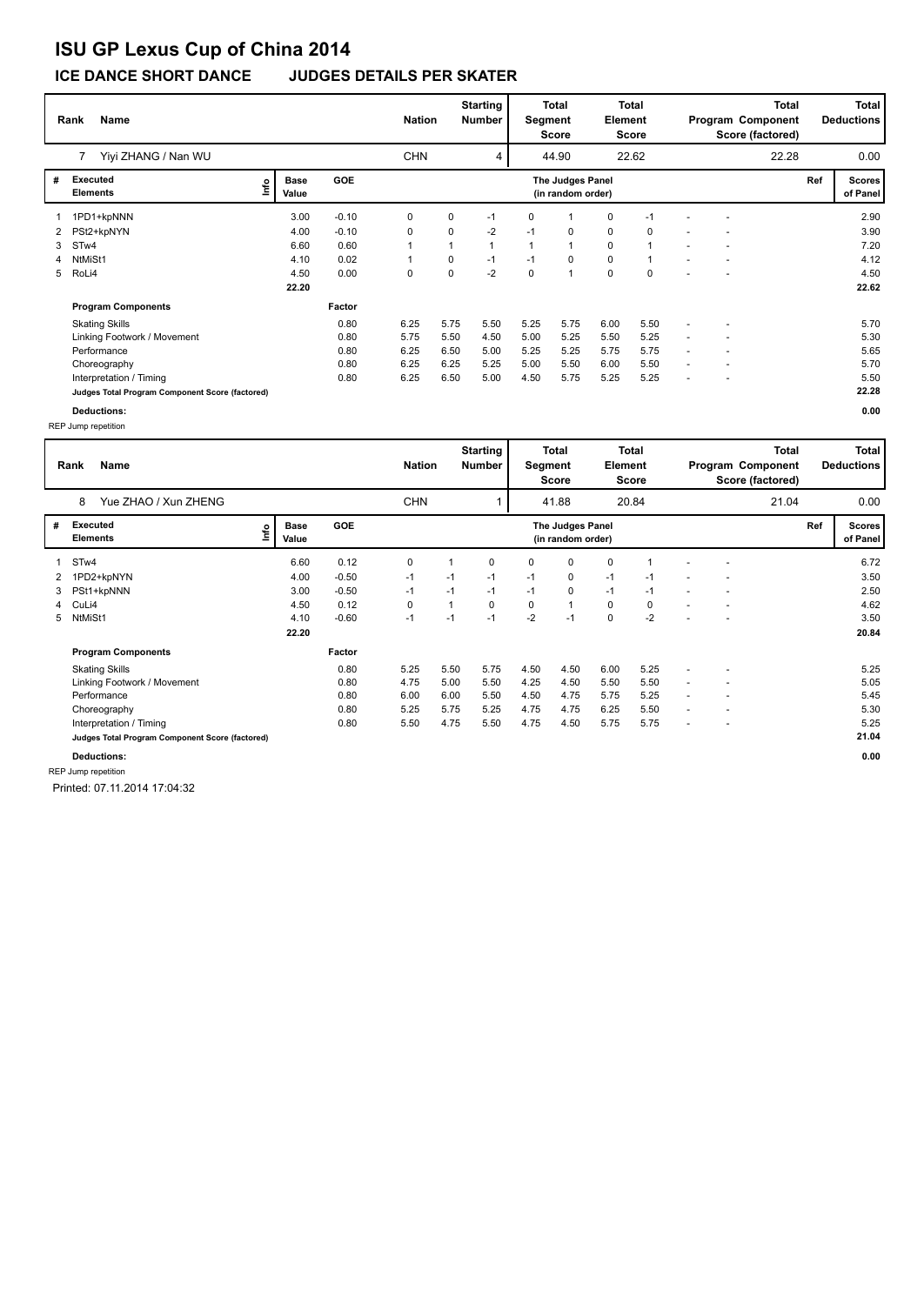# ISU GP Lexus Cup of China 2014

## ICE DANCE SHORT DANCE JUDGES DETAILS PER SKATER

| Rank | Name | Nation | Starting Number | Total Segment Score | Total Element Score | Total Program Component Score (factored) | Total Deductions |
|---|---|---|---|---|---|---|---|
| 7 | Yiyi ZHANG / Nan WU | CHN | 4 | 44.90 | 22.62 | 22.28 | 0.00 |

| # | Executed Elements | Info | Base Value | GOE | J1 | J2 | J3 | J4 | J5 | J6 | J7 | J8 | J9 | Ref | Scores of Panel |
|---|---|---|---|---|---|---|---|---|---|---|---|---|---|---|---|
| 1 | 1PD1+kpNNN | | 3.00 | -0.10 | 0 | 0 | -1 | 0 | 1 | 0 | -1 | - | - | | 2.90 |
| 2 | PSt2+kpNYN | | 4.00 | -0.10 | 0 | 0 | -2 | -1 | 0 | 0 | 0 | - | - | | 3.90 |
| 3 | STw4 | | 6.60 | 0.60 | 1 | 1 | 1 | 1 | 1 | 0 | 1 | - | - | | 7.20 |
| 4 | NtMiSt1 | | 4.10 | 0.02 | 1 | 0 | -1 | -1 | 0 | 0 | 1 | - | - | | 4.12 |
| 5 | RoLi4 | | 4.50 | 0.00 | 0 | 0 | -2 | 0 | 1 | 0 | 0 | - | - | | 4.50 |
| | | | 22.20 | | | | | | | | | | | | 22.62 |

| Program Components | Factor | J1 | J2 | J3 | J4 | J5 | J6 | J7 | J8 | J9 | Scores of Panel |
|---|---|---|---|---|---|---|---|---|---|---|---|
| Skating Skills | 0.80 | 6.25 | 5.75 | 5.50 | 5.25 | 5.75 | 6.00 | 5.50 | - | - | 5.70 |
| Linking Footwork / Movement | 0.80 | 5.75 | 5.50 | 4.50 | 5.00 | 5.25 | 5.50 | 5.25 | - | - | 5.30 |
| Performance | 0.80 | 6.25 | 6.50 | 5.00 | 5.25 | 5.25 | 5.75 | 5.75 | - | - | 5.65 |
| Choreography | 0.80 | 6.25 | 6.25 | 5.25 | 5.00 | 5.50 | 6.00 | 5.50 | - | - | 5.70 |
| Interpretation / Timing | 0.80 | 6.25 | 6.50 | 5.00 | 4.50 | 5.75 | 5.25 | 5.25 | - | - | 5.50 |
| Judges Total Program Component Score (factored) | | | | | | | | | | | 22.28 |

**Deductions:** 0.00

REP Jump repetition

| Rank | Name | Nation | Starting Number | Total Segment Score | Total Element Score | Total Program Component Score (factored) | Total Deductions |
|---|---|---|---|---|---|---|---|
| 8 | Yue ZHAO / Xun ZHENG | CHN | 1 | 41.88 | 20.84 | 21.04 | 0.00 |

| # | Executed Elements | Info | Base Value | GOE | J1 | J2 | J3 | J4 | J5 | J6 | J7 | J8 | J9 | Ref | Scores of Panel |
|---|---|---|---|---|---|---|---|---|---|---|---|---|---|---|---|
| 1 | STw4 | | 6.60 | 0.12 | 0 | 1 | 0 | 0 | 0 | 0 | 1 | - | - | | 6.72 |
| 2 | 1PD2+kpNYN | | 4.00 | -0.50 | -1 | -1 | -1 | -1 | 0 | -1 | -1 | - | - | | 3.50 |
| 3 | PSt1+kpNNN | | 3.00 | -0.50 | -1 | -1 | -1 | -1 | 0 | -1 | -1 | - | - | | 2.50 |
| 4 | CuLi4 | | 4.50 | 0.12 | 0 | 1 | 0 | 0 | 1 | 0 | 0 | - | - | | 4.62 |
| 5 | NtMiSt1 | | 4.10 | -0.60 | -1 | -1 | -1 | -2 | -1 | 0 | -2 | - | - | | 3.50 |
| | | | 22.20 | | | | | | | | | | | | 20.84 |

| Program Components | Factor | J1 | J2 | J3 | J4 | J5 | J6 | J7 | J8 | J9 | Scores of Panel |
|---|---|---|---|---|---|---|---|---|---|---|---|
| Skating Skills | 0.80 | 5.25 | 5.50 | 5.75 | 4.50 | 4.50 | 6.00 | 5.25 | - | - | 5.25 |
| Linking Footwork / Movement | 0.80 | 4.75 | 5.00 | 5.50 | 4.25 | 4.50 | 5.50 | 5.50 | - | - | 5.05 |
| Performance | 0.80 | 6.00 | 6.00 | 5.50 | 4.50 | 4.75 | 5.75 | 5.25 | - | - | 5.45 |
| Choreography | 0.80 | 5.25 | 5.75 | 5.25 | 4.75 | 4.75 | 6.25 | 5.50 | - | - | 5.30 |
| Interpretation / Timing | 0.80 | 5.50 | 4.75 | 5.50 | 4.75 | 4.50 | 5.75 | 5.75 | - | - | 5.25 |
| Judges Total Program Component Score (factored) | | | | | | | | | | | 21.04 |

**Deductions:** 0.00

REP Jump repetition

Printed: 07.11.2014 17:04:32